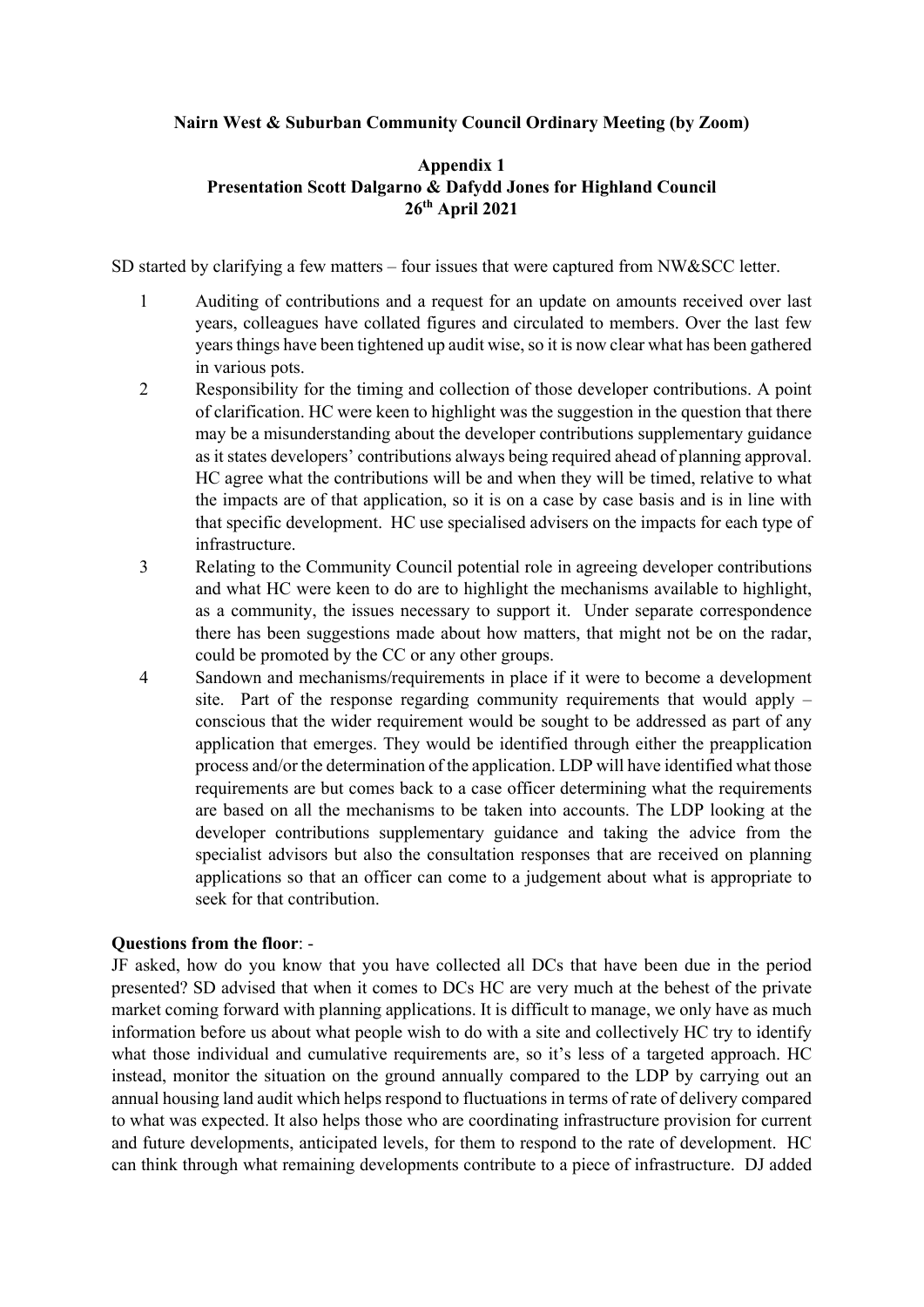**Nairn West & Suburban Community Council Ordinary Meeting (by Zoom)**

**Appendix 1**
**Presentation Scott Dalgarno & Dafydd Jones for Highland Council**
**26th April 2021**

SD started by clarifying a few matters – four issues that were captured from NW&SCC letter.

1. Auditing of contributions and a request for an update on amounts received over last years, colleagues have collated figures and circulated to members. Over the last few years things have been tightened up audit wise, so it is now clear what has been gathered in various pots.
2. Responsibility for the timing and collection of those developer contributions. A point of clarification. HC were keen to highlight was the suggestion in the question that there may be a misunderstanding about the developer contributions supplementary guidance as it states developers' contributions always being required ahead of planning approval. HC agree what the contributions will be and when they will be timed, relative to what the impacts are of that application, so it is on a case by case basis and is in line with that specific development. HC use specialised advisers on the impacts for each type of infrastructure.
3. Relating to the Community Council potential role in agreeing developer contributions and what HC were keen to do are to highlight the mechanisms available to highlight, as a community, the issues necessary to support it. Under separate correspondence there has been suggestions made about how matters, that might not be on the radar, could be promoted by the CC or any other groups.
4. Sandown and mechanisms/requirements in place if it were to become a development site. Part of the response regarding community requirements that would apply – conscious that the wider requirement would be sought to be addressed as part of any application that emerges. They would be identified through either the preapplication process and/or the determination of the application. LDP will have identified what those requirements are but comes back to a case officer determining what the requirements are based on all the mechanisms to be taken into accounts. The LDP looking at the developer contributions supplementary guidance and taking the advice from the specialist advisors but also the consultation responses that are received on planning applications so that an officer can come to a judgement about what is appropriate to seek for that contribution.

**Questions from the floor**: -

JF asked, how do you know that you have collected all DCs that have been due in the period presented? SD advised that when it comes to DCs HC are very much at the behest of the private market coming forward with planning applications. It is difficult to manage, we only have as much information before us about what people wish to do with a site and collectively HC try to identify what those individual and cumulative requirements are, so it's less of a targeted approach. HC instead, monitor the situation on the ground annually compared to the LDP by carrying out an annual housing land audit which helps respond to fluctuations in terms of rate of delivery compared to what was expected. It also helps those who are coordinating infrastructure provision for current and future developments, anticipated levels, for them to respond to the rate of development. HC can think through what remaining developments contribute to a piece of infrastructure. DJ added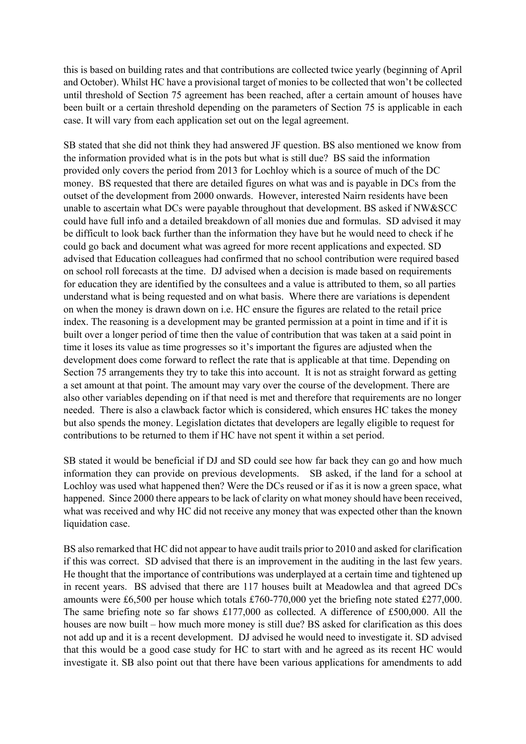this is based on building rates and that contributions are collected twice yearly (beginning of April and October). Whilst HC have a provisional target of monies to be collected that won't be collected until threshold of Section 75 agreement has been reached, after a certain amount of houses have been built or a certain threshold depending on the parameters of Section 75 is applicable in each case. It will vary from each application set out on the legal agreement.

SB stated that she did not think they had answered JF question. BS also mentioned we know from the information provided what is in the pots but what is still due? BS said the information provided only covers the period from 2013 for Lochloy which is a source of much of the DC money. BS requested that there are detailed figures on what was and is payable in DCs from the outset of the development from 2000 onwards. However, interested Nairn residents have been unable to ascertain what DCs were payable throughout that development. BS asked if NW&SCC could have full info and a detailed breakdown of all monies due and formulas. SD advised it may be difficult to look back further than the information they have but he would need to check if he could go back and document what was agreed for more recent applications and expected. SD advised that Education colleagues had confirmed that no school contribution were required based on school roll forecasts at the time. DJ advised when a decision is made based on requirements for education they are identified by the consultees and a value is attributed to them, so all parties understand what is being requested and on what basis. Where there are variations is dependent on when the money is drawn down on i.e. HC ensure the figures are related to the retail price index. The reasoning is a development may be granted permission at a point in time and if it is built over a longer period of time then the value of contribution that was taken at a said point in time it loses its value as time progresses so it's important the figures are adjusted when the development does come forward to reflect the rate that is applicable at that time. Depending on Section 75 arrangements they try to take this into account. It is not as straight forward as getting a set amount at that point. The amount may vary over the course of the development. There are also other variables depending on if that need is met and therefore that requirements are no longer needed. There is also a clawback factor which is considered, which ensures HC takes the money but also spends the money. Legislation dictates that developers are legally eligible to request for contributions to be returned to them if HC have not spent it within a set period.

SB stated it would be beneficial if DJ and SD could see how far back they can go and how much information they can provide on previous developments. SB asked, if the land for a school at Lochloy was used what happened then? Were the DCs reused or if as it is now a green space, what happened. Since 2000 there appears to be lack of clarity on what money should have been received, what was received and why HC did not receive any money that was expected other than the known liquidation case.

BS also remarked that HC did not appear to have audit trails prior to 2010 and asked for clarification if this was correct. SD advised that there is an improvement in the auditing in the last few years. He thought that the importance of contributions was underplayed at a certain time and tightened up in recent years. BS advised that there are 117 houses built at Meadowlea and that agreed DCs amounts were £6,500 per house which totals £760-770,000 yet the briefing note stated £277,000. The same briefing note so far shows £177,000 as collected. A difference of £500,000. All the houses are now built – how much more money is still due? BS asked for clarification as this does not add up and it is a recent development. DJ advised he would need to investigate it. SD advised that this would be a good case study for HC to start with and he agreed as its recent HC would investigate it. SB also point out that there have been various applications for amendments to add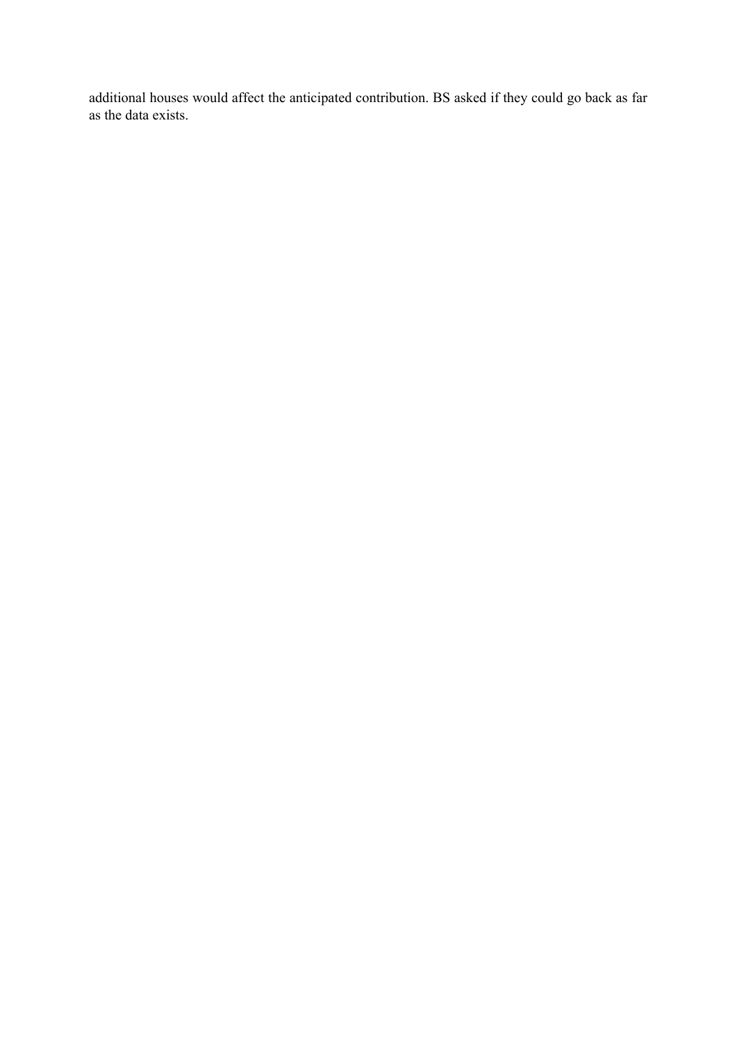additional houses would affect the anticipated contribution. BS asked if they could go back as far as the data exists.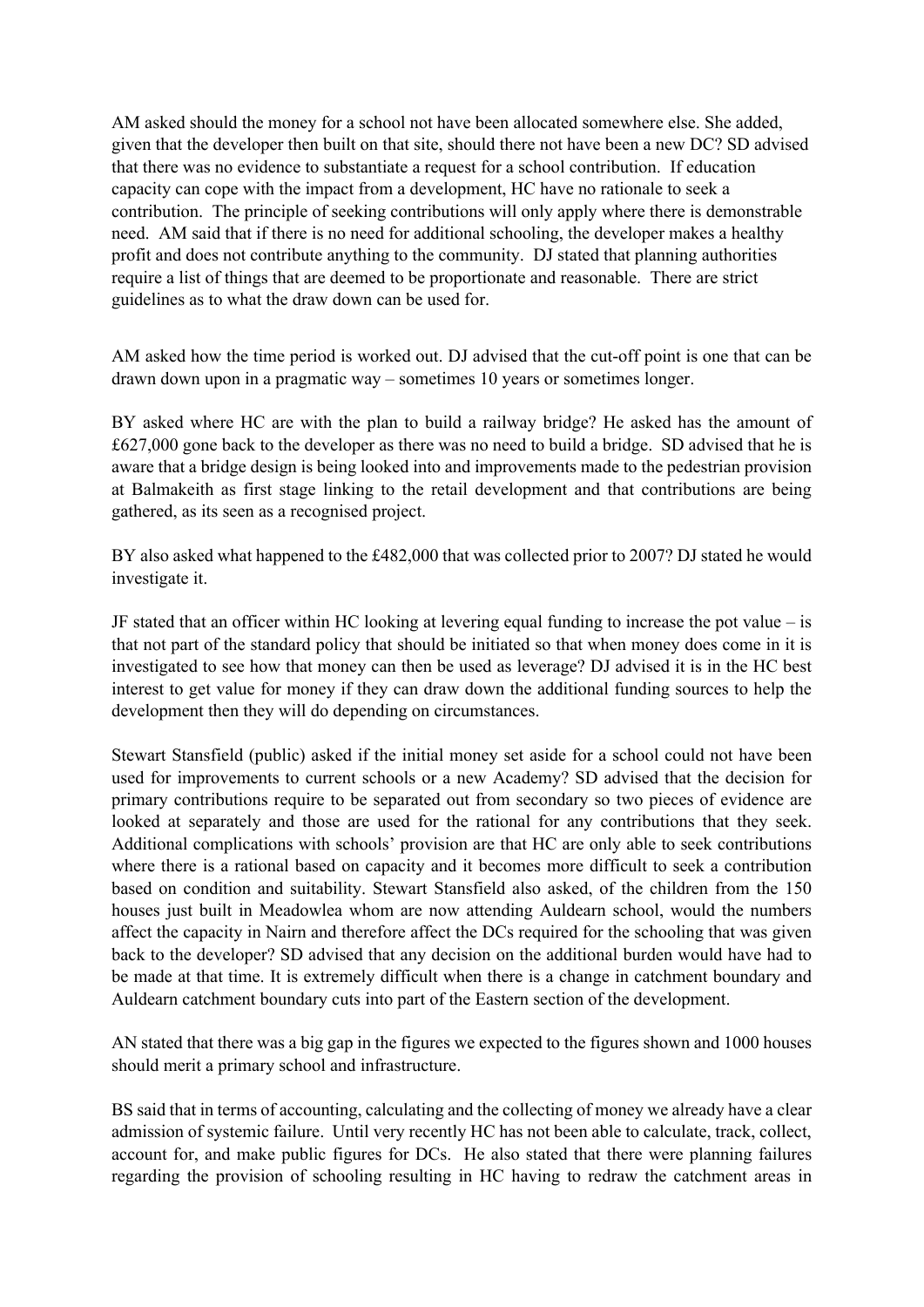AM asked should the money for a school not have been allocated somewhere else. She added, given that the developer then built on that site, should there not have been a new DC? SD advised that there was no evidence to substantiate a request for a school contribution. If education capacity can cope with the impact from a development, HC have no rationale to seek a contribution. The principle of seeking contributions will only apply where there is demonstrable need. AM said that if there is no need for additional schooling, the developer makes a healthy profit and does not contribute anything to the community. DJ stated that planning authorities require a list of things that are deemed to be proportionate and reasonable. There are strict guidelines as to what the draw down can be used for.

AM asked how the time period is worked out. DJ advised that the cut-off point is one that can be drawn down upon in a pragmatic way – sometimes 10 years or sometimes longer.

BY asked where HC are with the plan to build a railway bridge? He asked has the amount of £627,000 gone back to the developer as there was no need to build a bridge. SD advised that he is aware that a bridge design is being looked into and improvements made to the pedestrian provision at Balmakeith as first stage linking to the retail development and that contributions are being gathered, as its seen as a recognised project.

BY also asked what happened to the £482,000 that was collected prior to 2007? DJ stated he would investigate it.

JF stated that an officer within HC looking at levering equal funding to increase the pot value – is that not part of the standard policy that should be initiated so that when money does come in it is investigated to see how that money can then be used as leverage? DJ advised it is in the HC best interest to get value for money if they can draw down the additional funding sources to help the development then they will do depending on circumstances.

Stewart Stansfield (public) asked if the initial money set aside for a school could not have been used for improvements to current schools or a new Academy? SD advised that the decision for primary contributions require to be separated out from secondary so two pieces of evidence are looked at separately and those are used for the rational for any contributions that they seek. Additional complications with schools' provision are that HC are only able to seek contributions where there is a rational based on capacity and it becomes more difficult to seek a contribution based on condition and suitability. Stewart Stansfield also asked, of the children from the 150 houses just built in Meadowlea whom are now attending Auldearn school, would the numbers affect the capacity in Nairn and therefore affect the DCs required for the schooling that was given back to the developer? SD advised that any decision on the additional burden would have had to be made at that time. It is extremely difficult when there is a change in catchment boundary and Auldearn catchment boundary cuts into part of the Eastern section of the development.

AN stated that there was a big gap in the figures we expected to the figures shown and 1000 houses should merit a primary school and infrastructure.

BS said that in terms of accounting, calculating and the collecting of money we already have a clear admission of systemic failure. Until very recently HC has not been able to calculate, track, collect, account for, and make public figures for DCs. He also stated that there were planning failures regarding the provision of schooling resulting in HC having to redraw the catchment areas in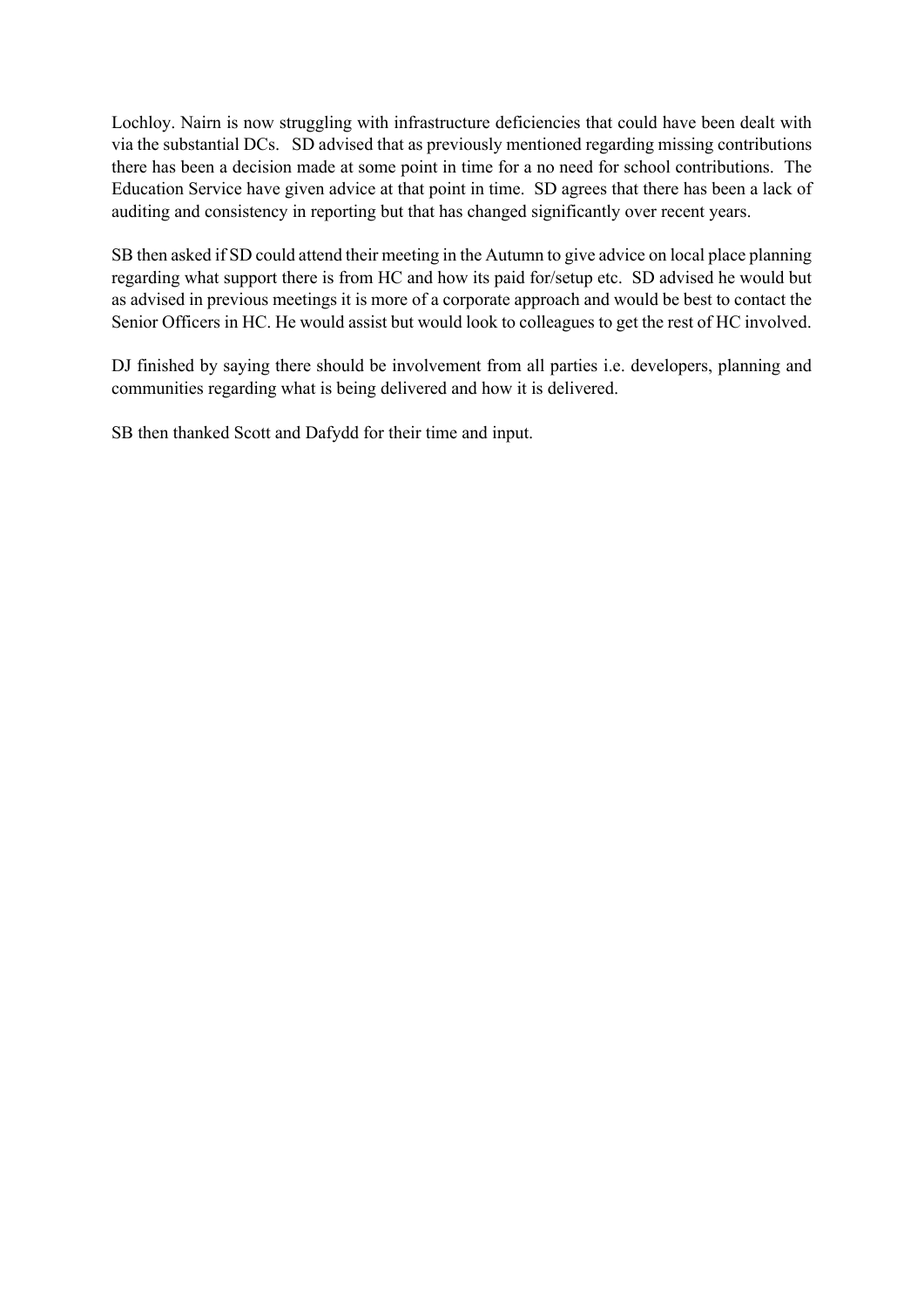Lochloy. Nairn is now struggling with infrastructure deficiencies that could have been dealt with via the substantial DCs. SD advised that as previously mentioned regarding missing contributions there has been a decision made at some point in time for a no need for school contributions. The Education Service have given advice at that point in time. SD agrees that there has been a lack of auditing and consistency in reporting but that has changed significantly over recent years.

SB then asked if SD could attend their meeting in the Autumn to give advice on local place planning regarding what support there is from HC and how its paid for/setup etc. SD advised he would but as advised in previous meetings it is more of a corporate approach and would be best to contact the Senior Officers in HC. He would assist but would look to colleagues to get the rest of HC involved.

DJ finished by saying there should be involvement from all parties i.e. developers, planning and communities regarding what is being delivered and how it is delivered.

SB then thanked Scott and Dafydd for their time and input.